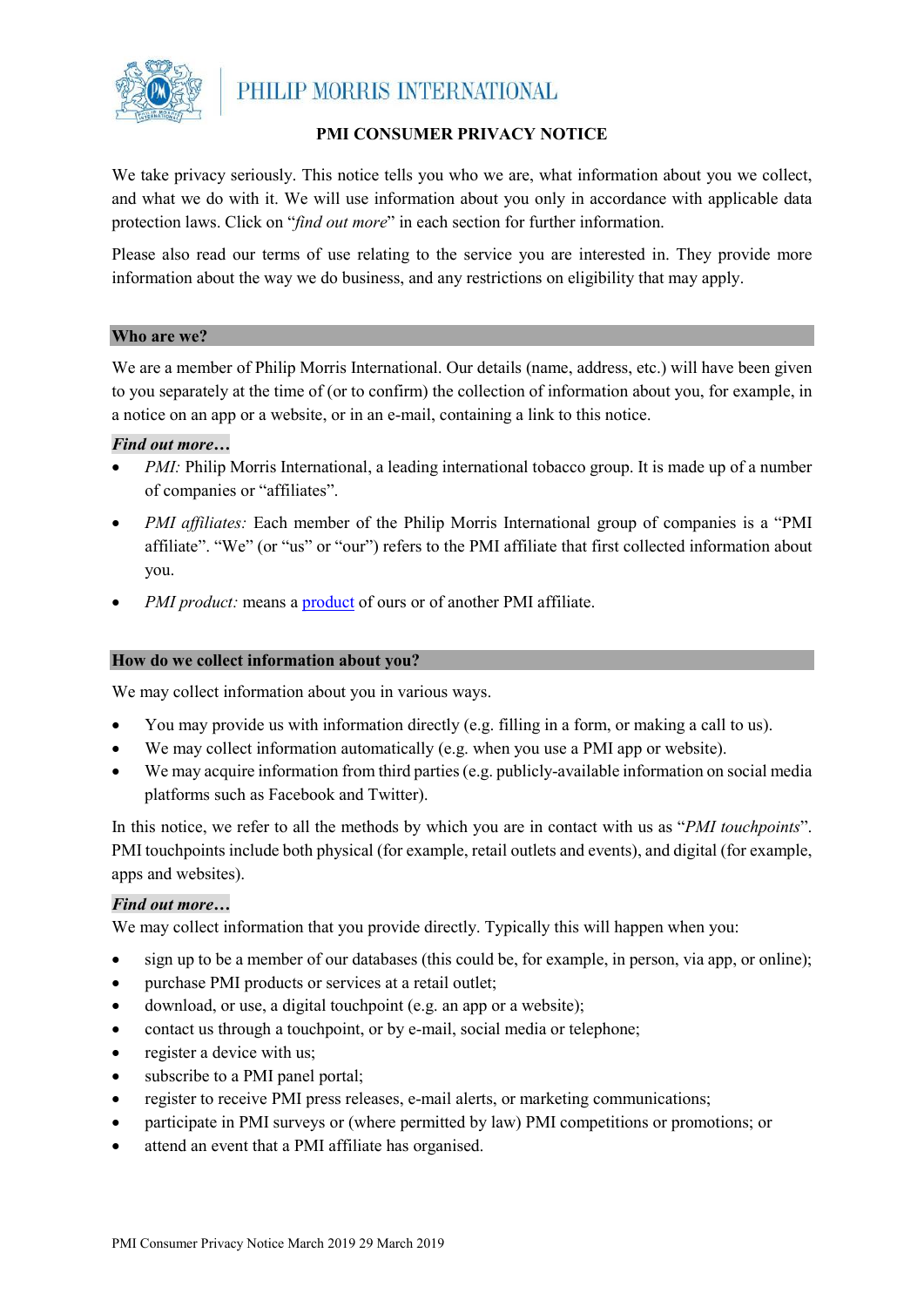# PMI CONSUMER PRIVACY NOTICE

We take privacy seriously. This notice tells you who we are, what information about you we collect, and what we do with it. We will use information about you only in accordance with applicable data protection laws. Click on "*find out more*" in each section for further information.

Please also read our terms of use relating to the service you are interested in. They provide more information about the way we do business, and any restrictions on eligibility that may apply.

## Who are we?

We are a member of Philip Morris International. Our details (name, address, etc.) will have been given to you separately at the time of (or to confirm) the collection of information about you, for example, in a notice on an app or a website, or in an e-mail, containing a link to this notice.

***Find out more…***

- *PMI:* Philip Morris International, a leading international tobacco group. It is made up of a number of companies or "affiliates".
- *PMI affiliates:* Each member of the Philip Morris International group of companies is a "PMI affiliate". "We" (or "us" or "our") refers to the PMI affiliate that first collected information about you.
- *PMI product:* means a product of ours or of another PMI affiliate.

## How do we collect information about you?

We may collect information about you in various ways.

- You may provide us with information directly (e.g. filling in a form, or making a call to us).
- We may collect information automatically (e.g. when you use a PMI app or website).
- We may acquire information from third parties (e.g. publicly-available information on social media platforms such as Facebook and Twitter).

In this notice, we refer to all the methods by which you are in contact with us as "*PMI touchpoints*". PMI touchpoints include both physical (for example, retail outlets and events), and digital (for example, apps and websites).

***Find out more…***

We may collect information that you provide directly. Typically this will happen when you:

- sign up to be a member of our databases (this could be, for example, in person, via app, or online);
- purchase PMI products or services at a retail outlet;
- download, or use, a digital touchpoint (e.g. an app or a website);
- contact us through a touchpoint, or by e-mail, social media or telephone;
- register a device with us;
- subscribe to a PMI panel portal;
- register to receive PMI press releases, e-mail alerts, or marketing communications;
- participate in PMI surveys or (where permitted by law) PMI competitions or promotions; or
- attend an event that a PMI affiliate has organised.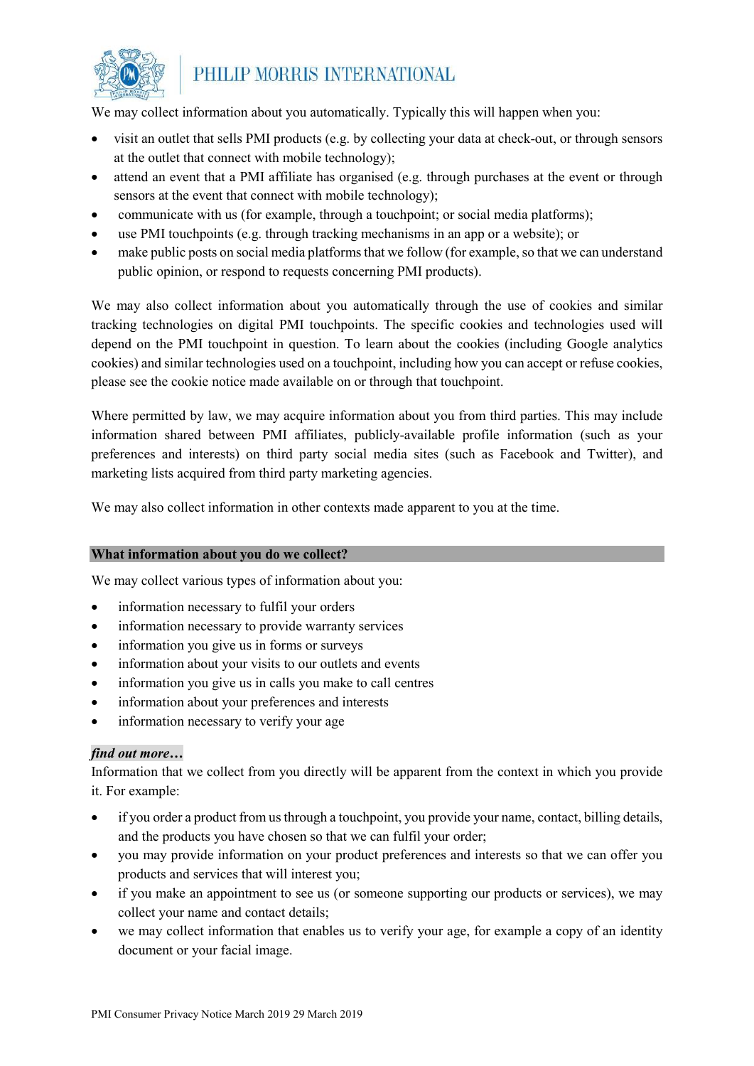We may collect information about you automatically. Typically this will happen when you:

- visit an outlet that sells PMI products (e.g. by collecting your data at check-out, or through sensors at the outlet that connect with mobile technology);
- attend an event that a PMI affiliate has organised (e.g. through purchases at the event or through sensors at the event that connect with mobile technology);
- communicate with us (for example, through a touchpoint; or social media platforms);
- use PMI touchpoints (e.g. through tracking mechanisms in an app or a website); or
- make public posts on social media platforms that we follow (for example, so that we can understand public opinion, or respond to requests concerning PMI products).

We may also collect information about you automatically through the use of cookies and similar tracking technologies on digital PMI touchpoints. The specific cookies and technologies used will depend on the PMI touchpoint in question. To learn about the cookies (including Google analytics cookies) and similar technologies used on a touchpoint, including how you can accept or refuse cookies, please see the cookie notice made available on or through that touchpoint.

Where permitted by law, we may acquire information about you from third parties. This may include information shared between PMI affiliates, publicly-available profile information (such as your preferences and interests) on third party social media sites (such as Facebook and Twitter), and marketing lists acquired from third party marketing agencies.

We may also collect information in other contexts made apparent to you at the time.

## What information about you do we collect?

We may collect various types of information about you:

- information necessary to fulfil your orders
- information necessary to provide warranty services
- information you give us in forms or surveys
- information about your visits to our outlets and events
- information you give us in calls you make to call centres
- information about your preferences and interests
- information necessary to verify your age

***find out more…***

Information that we collect from you directly will be apparent from the context in which you provide it. For example:

- if you order a product from us through a touchpoint, you provide your name, contact, billing details, and the products you have chosen so that we can fulfil your order;
- you may provide information on your product preferences and interests so that we can offer you products and services that will interest you;
- if you make an appointment to see us (or someone supporting our products or services), we may collect your name and contact details;
- we may collect information that enables us to verify your age, for example a copy of an identity document or your facial image.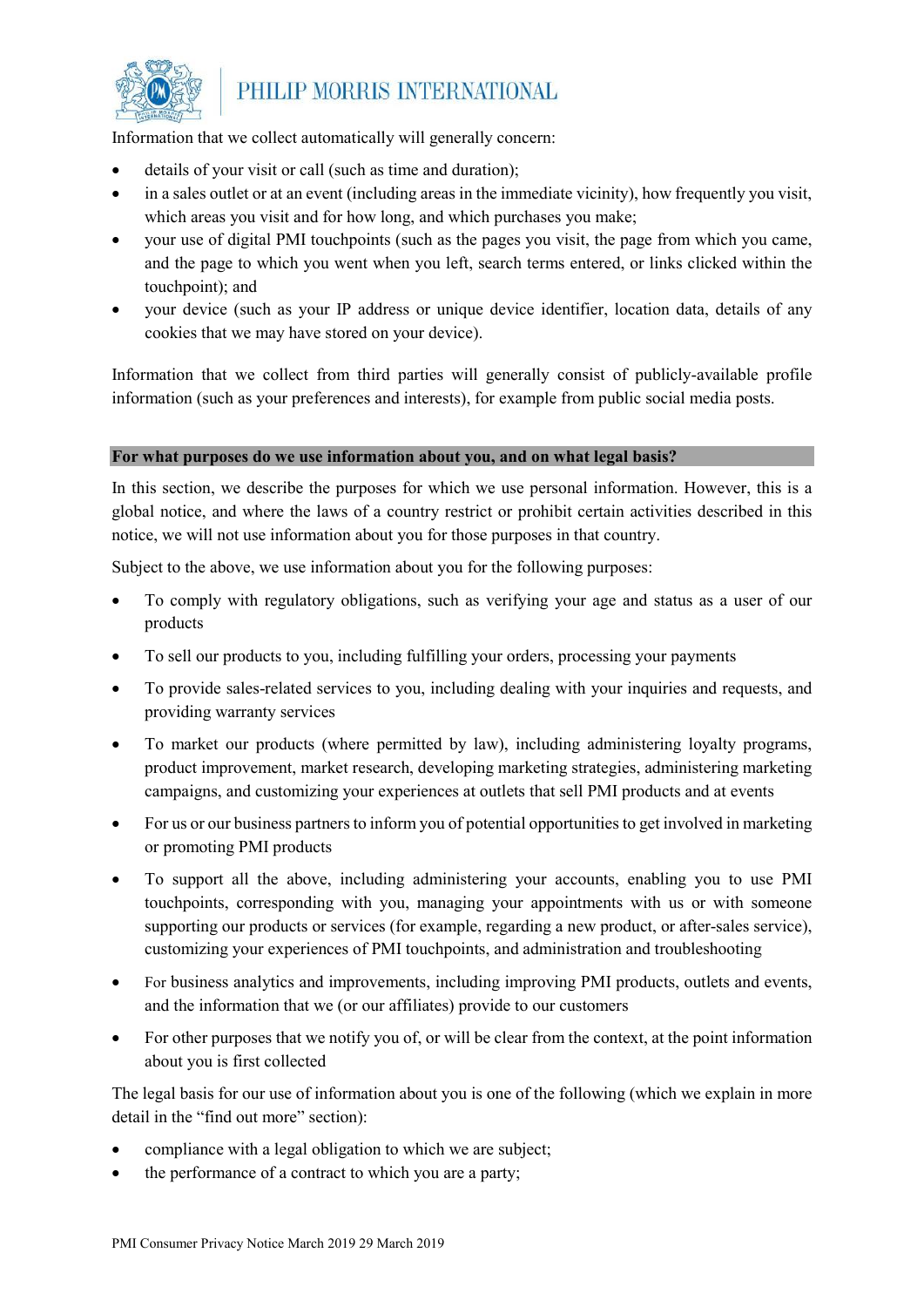Information that we collect automatically will generally concern:

- details of your visit or call (such as time and duration);
- in a sales outlet or at an event (including areas in the immediate vicinity), how frequently you visit, which areas you visit and for how long, and which purchases you make;
- your use of digital PMI touchpoints (such as the pages you visit, the page from which you came, and the page to which you went when you left, search terms entered, or links clicked within the touchpoint); and
- your device (such as your IP address or unique device identifier, location data, details of any cookies that we may have stored on your device).

Information that we collect from third parties will generally consist of publicly-available profile information (such as your preferences and interests), for example from public social media posts.

## For what purposes do we use information about you, and on what legal basis?

In this section, we describe the purposes for which we use personal information. However, this is a global notice, and where the laws of a country restrict or prohibit certain activities described in this notice, we will not use information about you for those purposes in that country.

Subject to the above, we use information about you for the following purposes:

- To comply with regulatory obligations, such as verifying your age and status as a user of our products
- To sell our products to you, including fulfilling your orders, processing your payments
- To provide sales-related services to you, including dealing with your inquiries and requests, and providing warranty services
- To market our products (where permitted by law), including administering loyalty programs, product improvement, market research, developing marketing strategies, administering marketing campaigns, and customizing your experiences at outlets that sell PMI products and at events
- For us or our business partners to inform you of potential opportunities to get involved in marketing or promoting PMI products
- To support all the above, including administering your accounts, enabling you to use PMI touchpoints, corresponding with you, managing your appointments with us or with someone supporting our products or services (for example, regarding a new product, or after-sales service), customizing your experiences of PMI touchpoints, and administration and troubleshooting
- For business analytics and improvements, including improving PMI products, outlets and events, and the information that we (or our affiliates) provide to our customers
- For other purposes that we notify you of, or will be clear from the context, at the point information about you is first collected

The legal basis for our use of information about you is one of the following (which we explain in more detail in the "find out more" section):

- compliance with a legal obligation to which we are subject;
- the performance of a contract to which you are a party;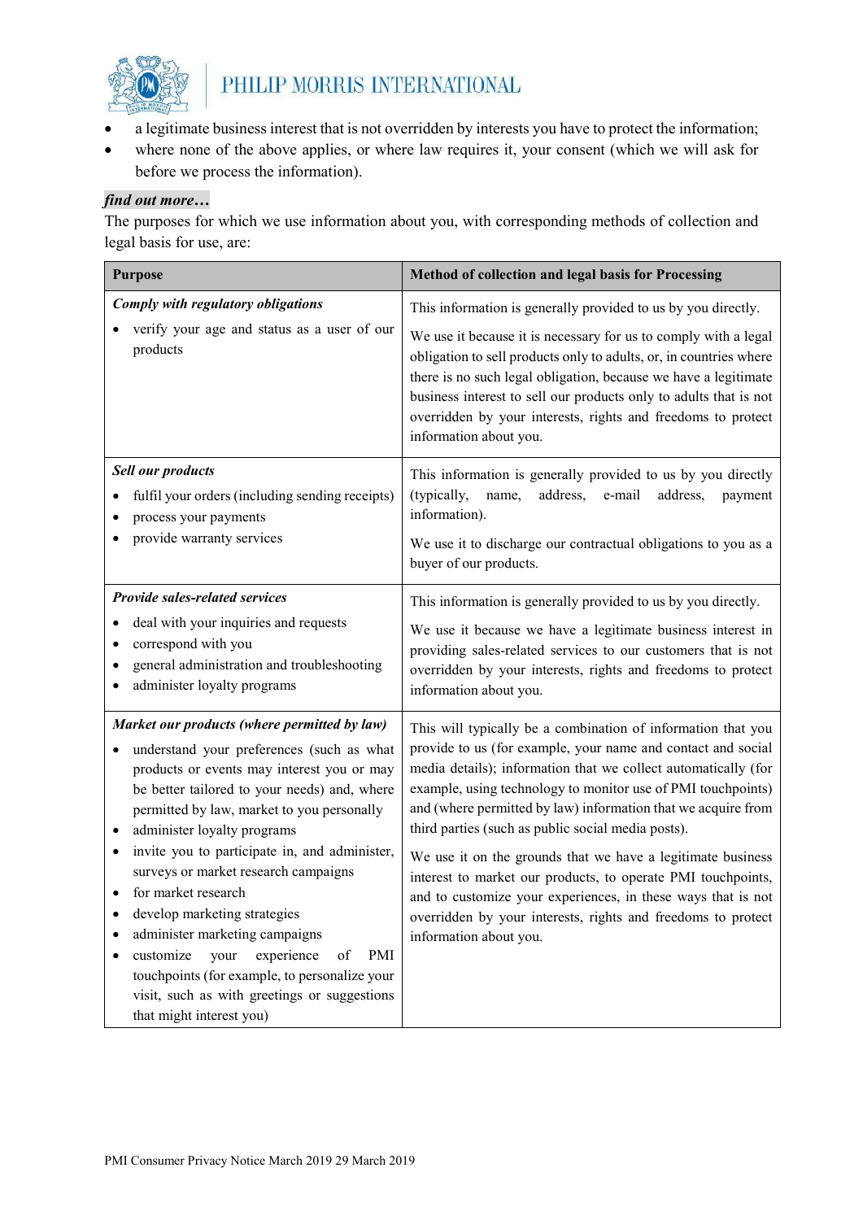- a legitimate business interest that is not overridden by interests you have to protect the information;
- where none of the above applies, or where law requires it, your consent (which we will ask for before we process the information).

***find out more…***

The purposes for which we use information about you, with corresponding methods of collection and legal basis for use, are:

| Purpose | Method of collection and legal basis for Processing |
|---|---|
| ***Comply with regulatory obligations***<br>• verify your age and status as a user of our products | This information is generally provided to us by you directly.<br><br>We use it because it is necessary for us to comply with a legal obligation to sell products only to adults, or, in countries where there is no such legal obligation, because we have a legitimate business interest to sell our products only to adults that is not overridden by your interests, rights and freedoms to protect information about you. |
| ***Sell our products***<br>• fulfil your orders (including sending receipts)<br>• process your payments<br>• provide warranty services | This information is generally provided to us by you directly (typically, name, address, e-mail address, payment information).<br><br>We use it to discharge our contractual obligations to you as a buyer of our products. |
| ***Provide sales-related services***<br>• deal with your inquiries and requests<br>• correspond with you<br>• general administration and troubleshooting<br>• administer loyalty programs | This information is generally provided to us by you directly.<br><br>We use it because we have a legitimate business interest in providing sales-related services to our customers that is not overridden by your interests, rights and freedoms to protect information about you. |
| ***Market our products (where permitted by law)***<br>• understand your preferences (such as what products or events may interest you or may be better tailored to your needs) and, where permitted by law, market to you personally<br>• administer loyalty programs<br>• invite you to participate in, and administer, surveys or market research campaigns<br>• for market research<br>• develop marketing strategies<br>• administer marketing campaigns<br>• customize your experience of PMI touchpoints (for example, to personalize your visit, such as with greetings or suggestions that might interest you) | This will typically be a combination of information that you provide to us (for example, your name and contact and social media details); information that we collect automatically (for example, using technology to monitor use of PMI touchpoints) and (where permitted by law) information that we acquire from third parties (such as public social media posts).<br><br>We use it on the grounds that we have a legitimate business interest to market our products, to operate PMI touchpoints, and to customize your experiences, in these ways that is not overridden by your interests, rights and freedoms to protect information about you. |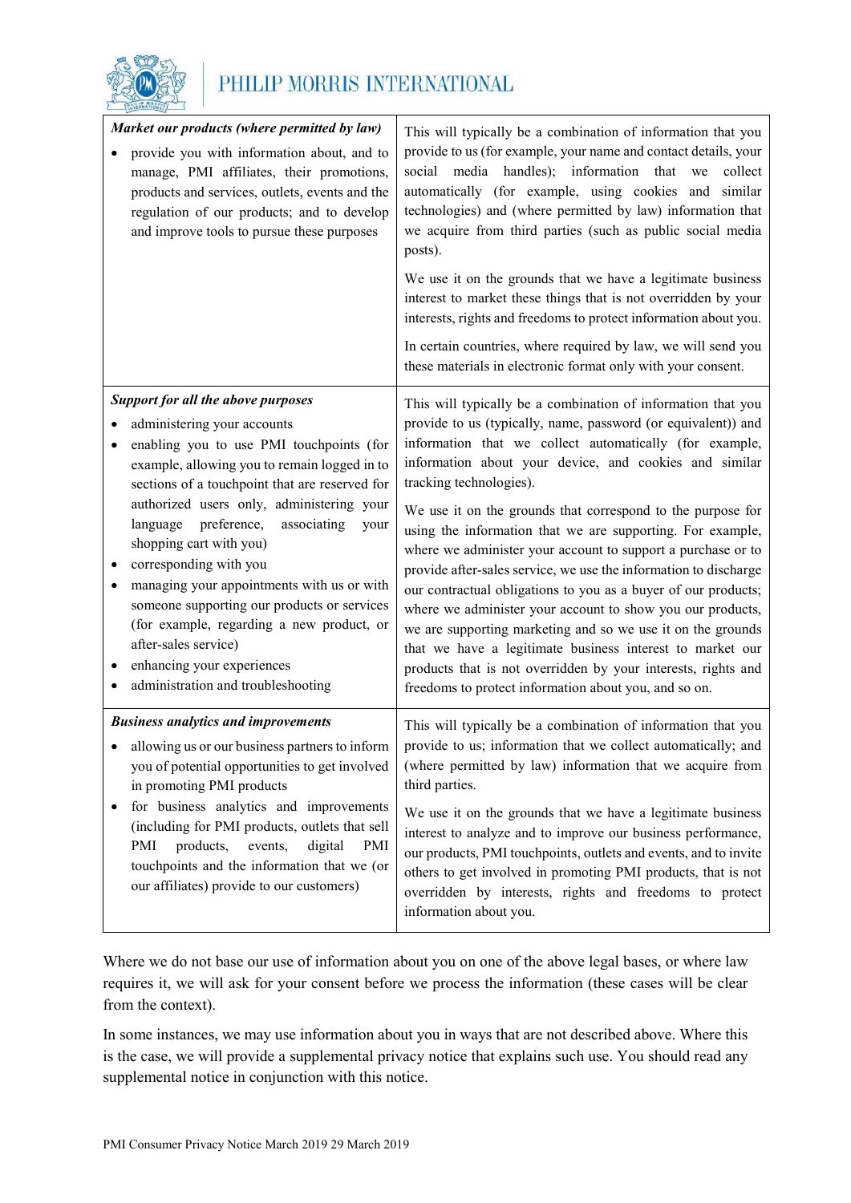| | |
|---|---|
| ***Market our products (where permitted by law)***<br>• provide you with information about, and to manage, PMI affiliates, their promotions, products and services, outlets, events and the regulation of our products; and to develop and improve tools to pursue these purposes | This will typically be a combination of information that you provide to us (for example, your name and contact details, your social media handles); information that we collect automatically (for example, using cookies and similar technologies) and (where permitted by law) information that we acquire from third parties (such as public social media posts).<br><br>We use it on the grounds that we have a legitimate business interest to market these things that is not overridden by your interests, rights and freedoms to protect information about you.<br><br>In certain countries, where required by law, we will send you these materials in electronic format only with your consent. |
| ***Support for all the above purposes***<br>• administering your accounts<br>• enabling you to use PMI touchpoints (for example, allowing you to remain logged in to sections of a touchpoint that are reserved for authorized users only, administering your language preference, associating your shopping cart with you)<br>• corresponding with you<br>• managing your appointments with us or with someone supporting our products or services (for example, regarding a new product, or after-sales service)<br>• enhancing your experiences<br>• administration and troubleshooting | This will typically be a combination of information that you provide to us (typically, name, password (or equivalent)) and information that we collect automatically (for example, information about your device, and cookies and similar tracking technologies).<br><br>We use it on the grounds that correspond to the purpose for using the information that we are supporting. For example, where we administer your account to support a purchase or to provide after-sales service, we use the information to discharge our contractual obligations to you as a buyer of our products; where we administer your account to show you our products, we are supporting marketing and so we use it on the grounds that we have a legitimate business interest to market our products that is not overridden by your interests, rights and freedoms to protect information about you, and so on. |
| ***Business analytics and improvements***<br>• allowing us or our business partners to inform you of potential opportunities to get involved in promoting PMI products<br>• for business analytics and improvements (including for PMI products, outlets that sell PMI products, events, digital PMI touchpoints and the information that we (or our affiliates) provide to our customers) | This will typically be a combination of information that you provide to us; information that we collect automatically; and (where permitted by law) information that we acquire from third parties.<br><br>We use it on the grounds that we have a legitimate business interest to analyze and to improve our business performance, our products, PMI touchpoints, outlets and events, and to invite others to get involved in promoting PMI products, that is not overridden by interests, rights and freedoms to protect information about you. |

Where we do not base our use of information about you on one of the above legal bases, or where law requires it, we will ask for your consent before we process the information (these cases will be clear from the context).

In some instances, we may use information about you in ways that are not described above. Where this is the case, we will provide a supplemental privacy notice that explains such use. You should read any supplemental notice in conjunction with this notice.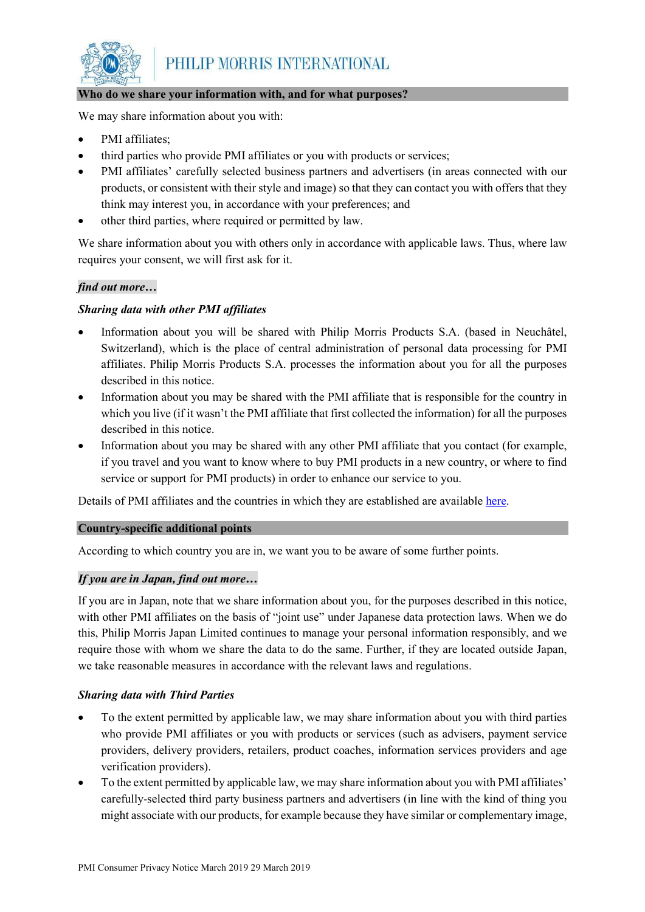## Who do we share your information with, and for what purposes?

We may share information about you with:

- PMI affiliates;
- third parties who provide PMI affiliates or you with products or services;
- PMI affiliates' carefully selected business partners and advertisers (in areas connected with our products, or consistent with their style and image) so that they can contact you with offers that they think may interest you, in accordance with your preferences; and
- other third parties, where required or permitted by law.

We share information about you with others only in accordance with applicable laws. Thus, where law requires your consent, we will first ask for it.

***find out more…***

***Sharing data with other PMI affiliates***

- Information about you will be shared with Philip Morris Products S.A. (based in Neuchâtel, Switzerland), which is the place of central administration of personal data processing for PMI affiliates. Philip Morris Products S.A. processes the information about you for all the purposes described in this notice.
- Information about you may be shared with the PMI affiliate that is responsible for the country in which you live (if it wasn't the PMI affiliate that first collected the information) for all the purposes described in this notice.
- Information about you may be shared with any other PMI affiliate that you contact (for example, if you travel and you want to know where to buy PMI products in a new country, or where to find service or support for PMI products) in order to enhance our service to you.

Details of PMI affiliates and the countries in which they are established are available here.

## Country-specific additional points

According to which country you are in, we want you to be aware of some further points.

***If you are in Japan, find out more…***

If you are in Japan, note that we share information about you, for the purposes described in this notice, with other PMI affiliates on the basis of "joint use" under Japanese data protection laws. When we do this, Philip Morris Japan Limited continues to manage your personal information responsibly, and we require those with whom we share the data to do the same. Further, if they are located outside Japan, we take reasonable measures in accordance with the relevant laws and regulations.

***Sharing data with Third Parties***

- To the extent permitted by applicable law, we may share information about you with third parties who provide PMI affiliates or you with products or services (such as advisers, payment service providers, delivery providers, retailers, product coaches, information services providers and age verification providers).
- To the extent permitted by applicable law, we may share information about you with PMI affiliates' carefully-selected third party business partners and advertisers (in line with the kind of thing you might associate with our products, for example because they have similar or complementary image,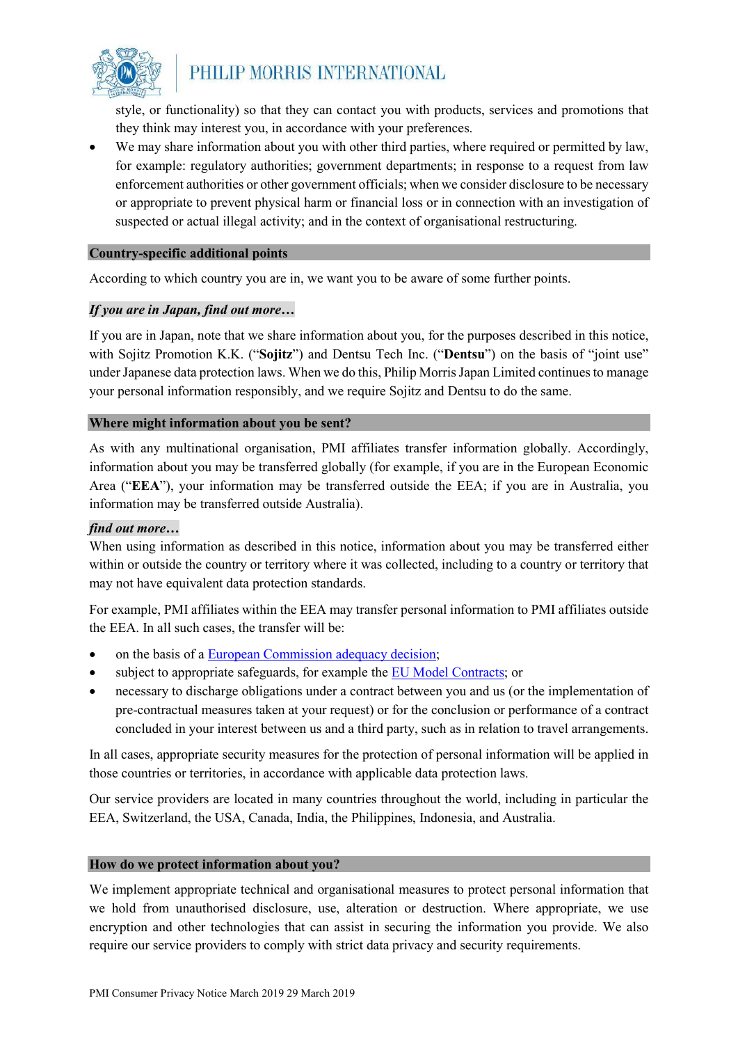style, or functionality) so that they can contact you with products, services and promotions that they think may interest you, in accordance with your preferences.

- We may share information about you with other third parties, where required or permitted by law, for example: regulatory authorities; government departments; in response to a request from law enforcement authorities or other government officials; when we consider disclosure to be necessary or appropriate to prevent physical harm or financial loss or in connection with an investigation of suspected or actual illegal activity; and in the context of organisational restructuring.

## Country-specific additional points

According to which country you are in, we want you to be aware of some further points.

***If you are in Japan, find out more…***

If you are in Japan, note that we share information about you, for the purposes described in this notice, with Sojitz Promotion K.K. ("**Sojitz**") and Dentsu Tech Inc. ("**Dentsu**") on the basis of "joint use" under Japanese data protection laws. When we do this, Philip Morris Japan Limited continues to manage your personal information responsibly, and we require Sojitz and Dentsu to do the same.

## Where might information about you be sent?

As with any multinational organisation, PMI affiliates transfer information globally. Accordingly, information about you may be transferred globally (for example, if you are in the European Economic Area ("**EEA**"), your information may be transferred outside the EEA; if you are in Australia, you information may be transferred outside Australia).

***find out more…***

When using information as described in this notice, information about you may be transferred either within or outside the country or territory where it was collected, including to a country or territory that may not have equivalent data protection standards.

For example, PMI affiliates within the EEA may transfer personal information to PMI affiliates outside the EEA. In all such cases, the transfer will be:

- on the basis of a European Commission adequacy decision;
- subject to appropriate safeguards, for example the EU Model Contracts; or
- necessary to discharge obligations under a contract between you and us (or the implementation of pre-contractual measures taken at your request) or for the conclusion or performance of a contract concluded in your interest between us and a third party, such as in relation to travel arrangements.

In all cases, appropriate security measures for the protection of personal information will be applied in those countries or territories, in accordance with applicable data protection laws.

Our service providers are located in many countries throughout the world, including in particular the EEA, Switzerland, the USA, Canada, India, the Philippines, Indonesia, and Australia.

## How do we protect information about you?

We implement appropriate technical and organisational measures to protect personal information that we hold from unauthorised disclosure, use, alteration or destruction. Where appropriate, we use encryption and other technologies that can assist in securing the information you provide. We also require our service providers to comply with strict data privacy and security requirements.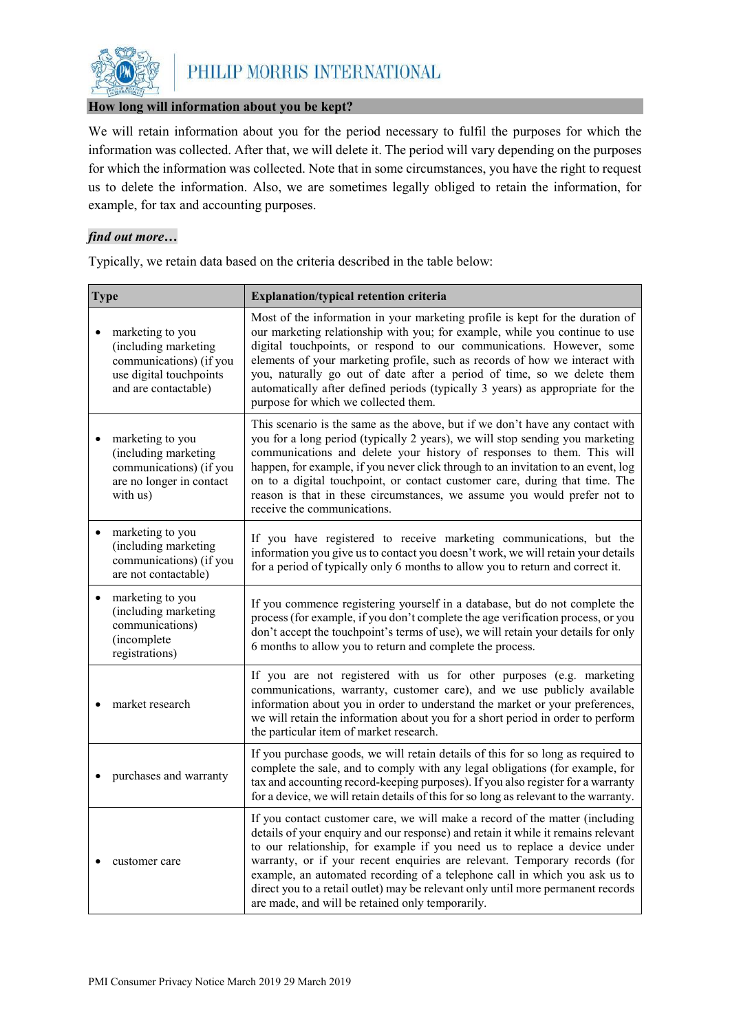## How long will information about you be kept?

We will retain information about you for the period necessary to fulfil the purposes for which the information was collected. After that, we will delete it. The period will vary depending on the purposes for which the information was collected. Note that in some circumstances, you have the right to request us to delete the information. Also, we are sometimes legally obliged to retain the information, for example, for tax and accounting purposes.

***find out more…***

Typically, we retain data based on the criteria described in the table below:

| Type | Explanation/typical retention criteria |
|---|---|
| • marketing to you (including marketing communications) (if you use digital touchpoints and are contactable) | Most of the information in your marketing profile is kept for the duration of our marketing relationship with you; for example, while you continue to use digital touchpoints, or respond to our communications. However, some elements of your marketing profile, such as records of how we interact with you, naturally go out of date after a period of time, so we delete them automatically after defined periods (typically 3 years) as appropriate for the purpose for which we collected them. |
| • marketing to you (including marketing communications) (if you are no longer in contact with us) | This scenario is the same as the above, but if we don't have any contact with you for a long period (typically 2 years), we will stop sending you marketing communications and delete your history of responses to them. This will happen, for example, if you never click through to an invitation to an event, log on to a digital touchpoint, or contact customer care, during that time. The reason is that in these circumstances, we assume you would prefer not to receive the communications. |
| • marketing to you (including marketing communications) (if you are not contactable) | If you have registered to receive marketing communications, but the information you give us to contact you doesn't work, we will retain your details for a period of typically only 6 months to allow you to return and correct it. |
| • marketing to you (including marketing communications) (incomplete registrations) | If you commence registering yourself in a database, but do not complete the process (for example, if you don't complete the age verification process, or you don't accept the touchpoint's terms of use), we will retain your details for only 6 months to allow you to return and complete the process. |
| • market research | If you are not registered with us for other purposes (e.g. marketing communications, warranty, customer care), and we use publicly available information about you in order to understand the market or your preferences, we will retain the information about you for a short period in order to perform the particular item of market research. |
| • purchases and warranty | If you purchase goods, we will retain details of this for so long as required to complete the sale, and to comply with any legal obligations (for example, for tax and accounting record-keeping purposes). If you also register for a warranty for a device, we will retain details of this for so long as relevant to the warranty. |
| • customer care | If you contact customer care, we will make a record of the matter (including details of your enquiry and our response) and retain it while it remains relevant to our relationship, for example if you need us to replace a device under warranty, or if your recent enquiries are relevant. Temporary records (for example, an automated recording of a telephone call in which you ask us to direct you to a retail outlet) may be relevant only until more permanent records are made, and will be retained only temporarily. |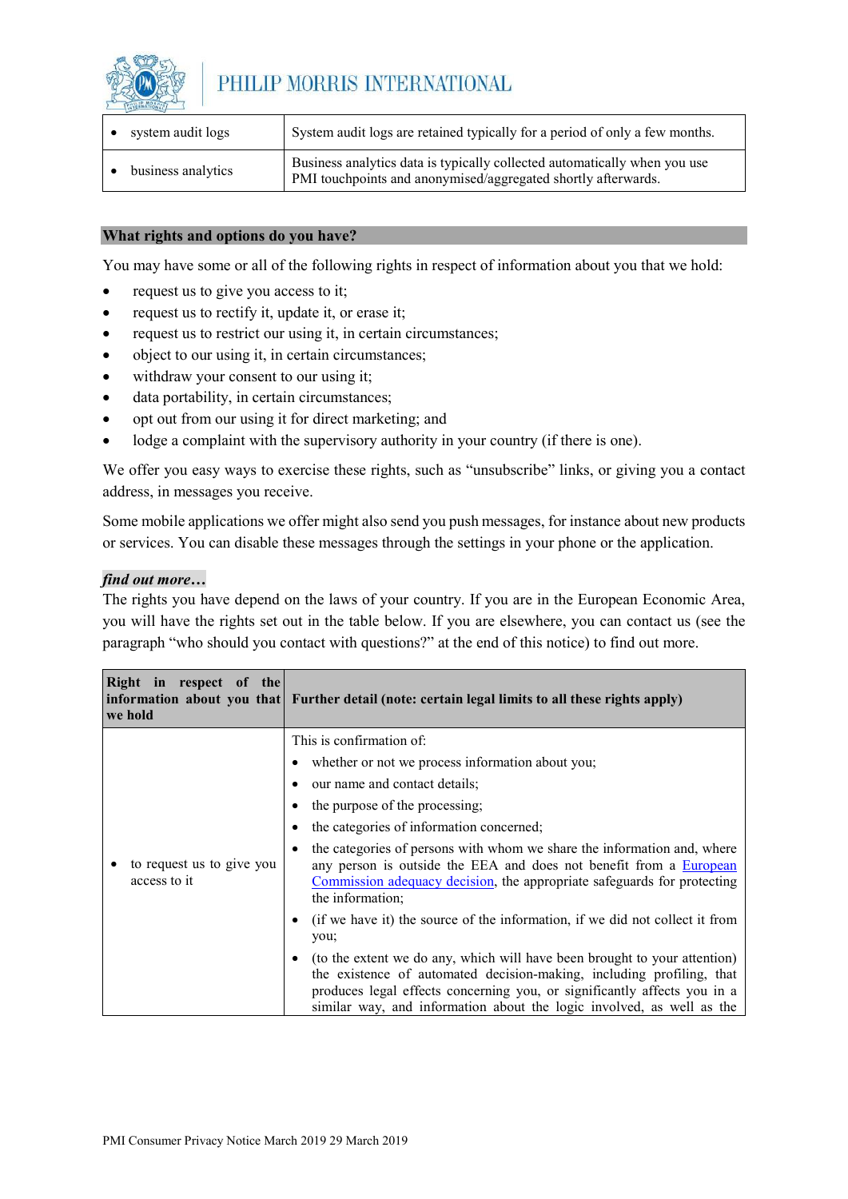| | |
|---|---|
| • system audit logs | System audit logs are retained typically for a period of only a few months. |
| • business analytics | Business analytics data is typically collected automatically when you use PMI touchpoints and anonymised/aggregated shortly afterwards. |

## What rights and options do you have?

You may have some or all of the following rights in respect of information about you that we hold:

- request us to give you access to it;
- request us to rectify it, update it, or erase it;
- request us to restrict our using it, in certain circumstances;
- object to our using it, in certain circumstances;
- withdraw your consent to our using it;
- data portability, in certain circumstances;
- opt out from our using it for direct marketing; and
- lodge a complaint with the supervisory authority in your country (if there is one).

We offer you easy ways to exercise these rights, such as "unsubscribe" links, or giving you a contact address, in messages you receive.

Some mobile applications we offer might also send you push messages, for instance about new products or services. You can disable these messages through the settings in your phone or the application.

***find out more…***

The rights you have depend on the laws of your country. If you are in the European Economic Area, you will have the rights set out in the table below. If you are elsewhere, you can contact us (see the paragraph "who should you contact with questions?" at the end of this notice) to find out more.

| Right in respect of the information about you that we hold | Further detail (note: certain legal limits to all these rights apply) |
|---|---|
| • to request us to give you access to it | This is confirmation of:<br>• whether or not we process information about you;<br>• our name and contact details;<br>• the purpose of the processing;<br>• the categories of information concerned;<br>• the categories of persons with whom we share the information and, where any person is outside the EEA and does not benefit from a European Commission adequacy decision, the appropriate safeguards for protecting the information;<br>• (if we have it) the source of the information, if we did not collect it from you;<br>• (to the extent we do any, which will have been brought to your attention) the existence of automated decision-making, including profiling, that produces legal effects concerning you, or significantly affects you in a similar way, and information about the logic involved, as well as the |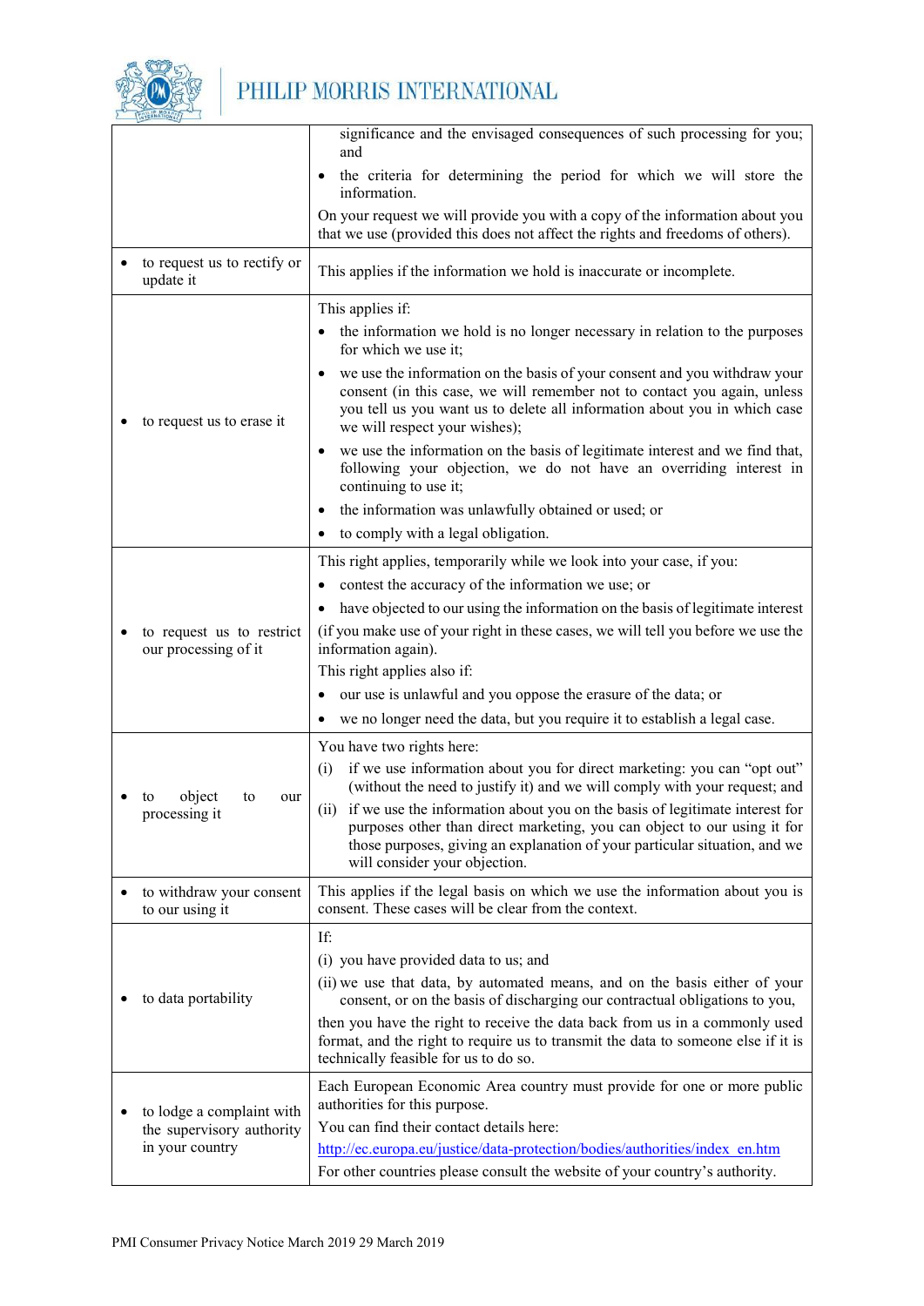| | |
|---|---|
| | significance and the envisaged consequences of such processing for you; and<br>• the criteria for determining the period for which we will store the information.<br>On your request we will provide you with a copy of the information about you that we use (provided this does not affect the rights and freedoms of others). |
| • to request us to rectify or update it | This applies if the information we hold is inaccurate or incomplete. |
| • to request us to erase it | This applies if:<br>• the information we hold is no longer necessary in relation to the purposes for which we use it;<br>• we use the information on the basis of your consent and you withdraw your consent (in this case, we will remember not to contact you again, unless you tell us you want us to delete all information about you in which case we will respect your wishes);<br>• we use the information on the basis of legitimate interest and we find that, following your objection, we do not have an overriding interest in continuing to use it;<br>• the information was unlawfully obtained or used; or<br>• to comply with a legal obligation. |
| • to request us to restrict our processing of it | This right applies, temporarily while we look into your case, if you:<br>• contest the accuracy of the information we use; or<br>• have objected to our using the information on the basis of legitimate interest<br>(if you make use of your right in these cases, we will tell you before we use the information again).<br>This right applies also if:<br>• our use is unlawful and you oppose the erasure of the data; or<br>• we no longer need the data, but you require it to establish a legal case. |
| • to object to our processing it | You have two rights here:<br>(i) if we use information about you for direct marketing: you can "opt out" (without the need to justify it) and we will comply with your request; and<br>(ii) if we use the information about you on the basis of legitimate interest for purposes other than direct marketing, you can object to our using it for those purposes, giving an explanation of your particular situation, and we will consider your objection. |
| • to withdraw your consent to our using it | This applies if the legal basis on which we use the information about you is consent. These cases will be clear from the context. |
| • to data portability | If:<br>(i) you have provided data to us; and<br>(ii) we use that data, by automated means, and on the basis either of your consent, or on the basis of discharging our contractual obligations to you,<br>then you have the right to receive the data back from us in a commonly used format, and the right to require us to transmit the data to someone else if it is technically feasible for us to do so. |
| • to lodge a complaint with the supervisory authority in your country | Each European Economic Area country must provide for one or more public authorities for this purpose.<br>You can find their contact details here:<br>http://ec.europa.eu/justice/data-protection/bodies/authorities/index_en.htm<br>For other countries please consult the website of your country's authority. |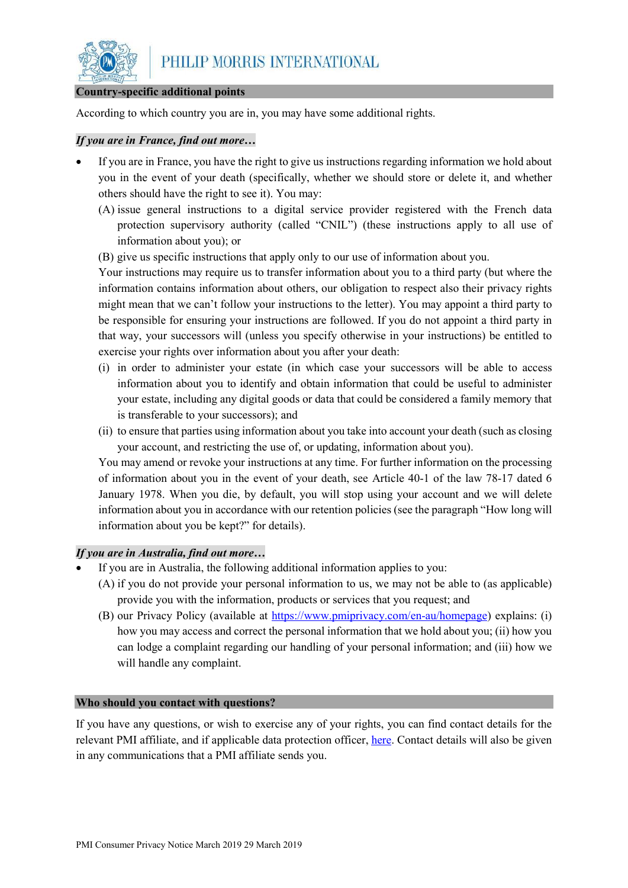## Country-specific additional points

According to which country you are in, you may have some additional rights.

***If you are in France, find out more…***

- If you are in France, you have the right to give us instructions regarding information we hold about you in the event of your death (specifically, whether we should store or delete it, and whether others should have the right to see it). You may:
  (A) issue general instructions to a digital service provider registered with the French data protection supervisory authority (called "CNIL") (these instructions apply to all use of information about you); or
  (B) give us specific instructions that apply only to our use of information about you.
  Your instructions may require us to transfer information about you to a third party (but where the information contains information about others, our obligation to respect also their privacy rights might mean that we can't follow your instructions to the letter). You may appoint a third party to be responsible for ensuring your instructions are followed. If you do not appoint a third party in that way, your successors will (unless you specify otherwise in your instructions) be entitled to exercise your rights over information about you after your death:
  (i) in order to administer your estate (in which case your successors will be able to access information about you to identify and obtain information that could be useful to administer your estate, including any digital goods or data that could be considered a family memory that is transferable to your successors); and
  (ii) to ensure that parties using information about you take into account your death (such as closing your account, and restricting the use of, or updating, information about you).
  You may amend or revoke your instructions at any time. For further information on the processing of information about you in the event of your death, see Article 40-1 of the law 78-17 dated 6 January 1978. When you die, by default, you will stop using your account and we will delete information about you in accordance with our retention policies (see the paragraph "How long will information about you be kept?" for details).

***If you are in Australia, find out more…***

- If you are in Australia, the following additional information applies to you:
  (A) if you do not provide your personal information to us, we may not be able to (as applicable) provide you with the information, products or services that you request; and
  (B) our Privacy Policy (available at [https://www.pmiprivacy.com/en-au/homepage](https://www.pmiprivacy.com/en-au/homepage)) explains: (i) how you may access and correct the personal information that we hold about you; (ii) how you can lodge a complaint regarding our handling of your personal information; and (iii) how we will handle any complaint.

## Who should you contact with questions?

If you have any questions, or wish to exercise any of your rights, you can find contact details for the relevant PMI affiliate, and if applicable data protection officer, here. Contact details will also be given in any communications that a PMI affiliate sends you.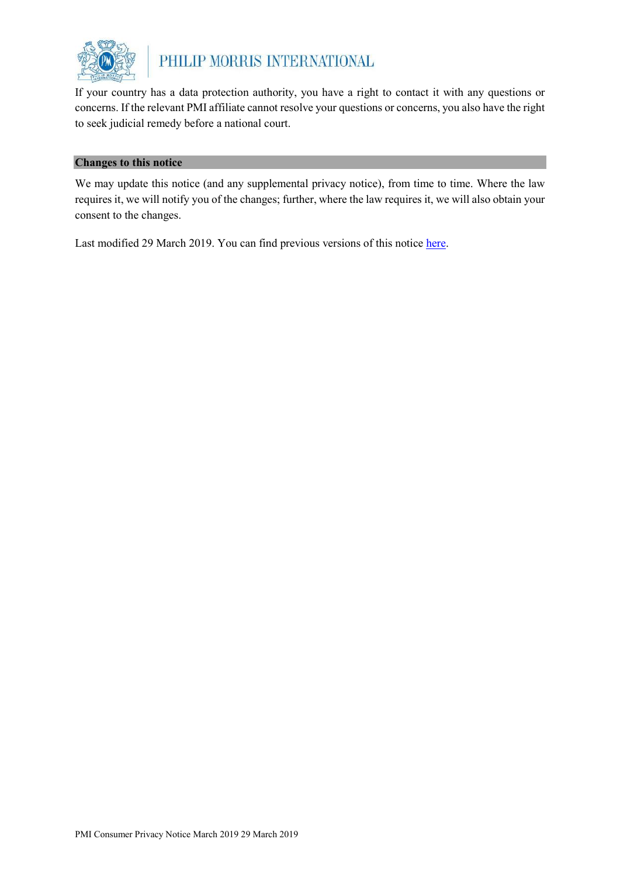If your country has a data protection authority, you have a right to contact it with any questions or concerns. If the relevant PMI affiliate cannot resolve your questions or concerns, you also have the right to seek judicial remedy before a national court.

## Changes to this notice

We may update this notice (and any supplemental privacy notice), from time to time. Where the law requires it, we will notify you of the changes; further, where the law requires it, we will also obtain your consent to the changes.

Last modified 29 March 2019. You can find previous versions of this notice here.